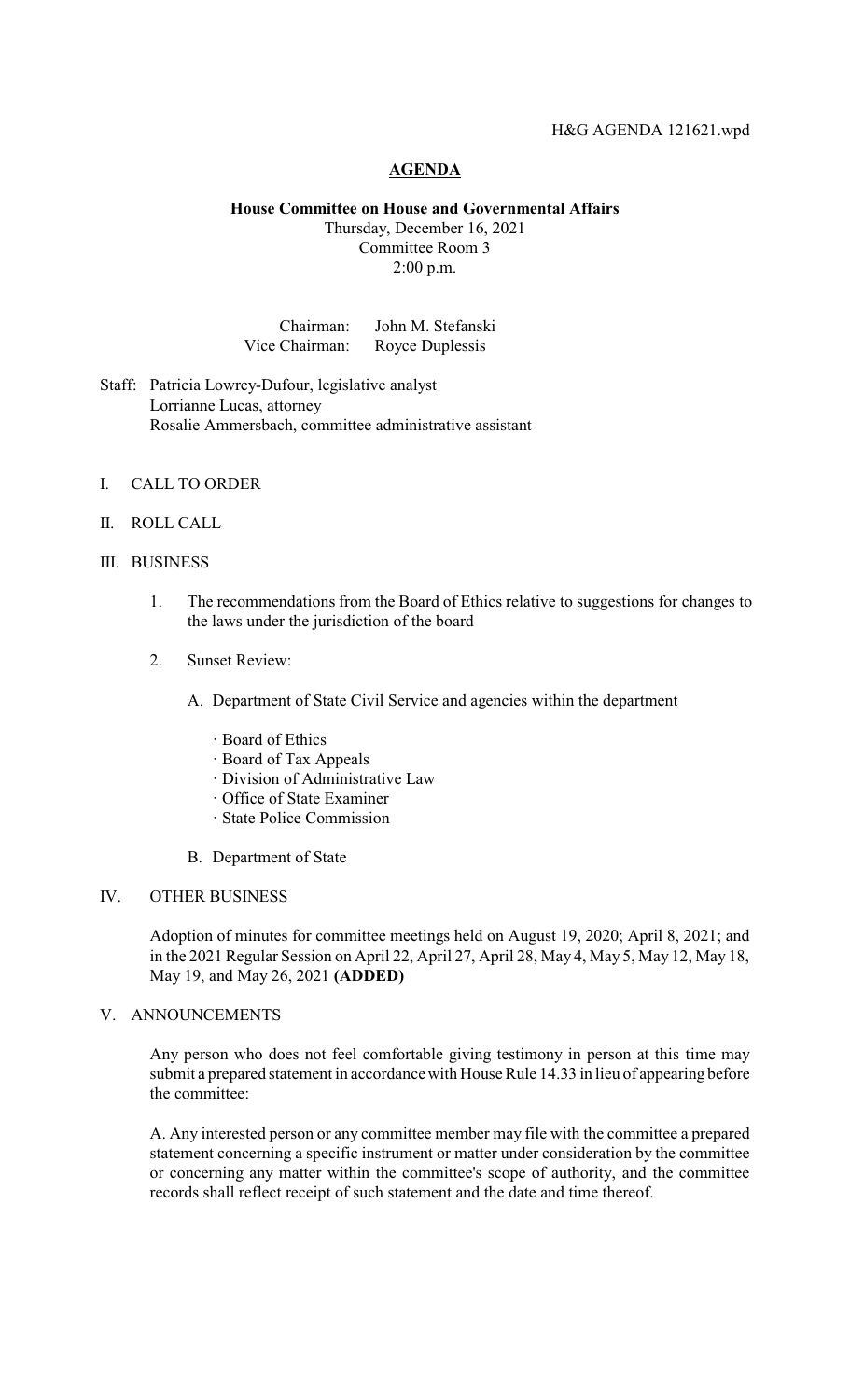H&G AGENDA 121621.wpd

# AGENDA

**House Committee on House and Governmental Affairs**
Thursday, December 16, 2021
Committee Room 3
2:00 p.m.

Chairman: John M. Stefanski
Vice Chairman: Royce Duplessis

Staff: Patricia Lowrey-Dufour, legislative analyst
Lorrianne Lucas, attorney
Rosalie Ammersbach, committee administrative assistant

I. CALL TO ORDER

II. ROLL CALL

III. BUSINESS

1. The recommendations from the Board of Ethics relative to suggestions for changes to the laws under the jurisdiction of the board

2. Sunset Review:

   A. Department of State Civil Service and agencies within the department

      · Board of Ethics
      · Board of Tax Appeals
      · Division of Administrative Law
      · Office of State Examiner
      · State Police Commission

   B. Department of State

IV. OTHER BUSINESS

Adoption of minutes for committee meetings held on August 19, 2020; April 8, 2021; and in the 2021 Regular Session on April 22, April 27, April 28, May 4, May 5, May 12, May 18, May 19, and May 26, 2021 **(ADDED)**

V. ANNOUNCEMENTS

Any person who does not feel comfortable giving testimony in person at this time may submit a prepared statement in accordance with House Rule 14.33 in lieu of appearing before the committee:

A. Any interested person or any committee member may file with the committee a prepared statement concerning a specific instrument or matter under consideration by the committee or concerning any matter within the committee's scope of authority, and the committee records shall reflect receipt of such statement and the date and time thereof.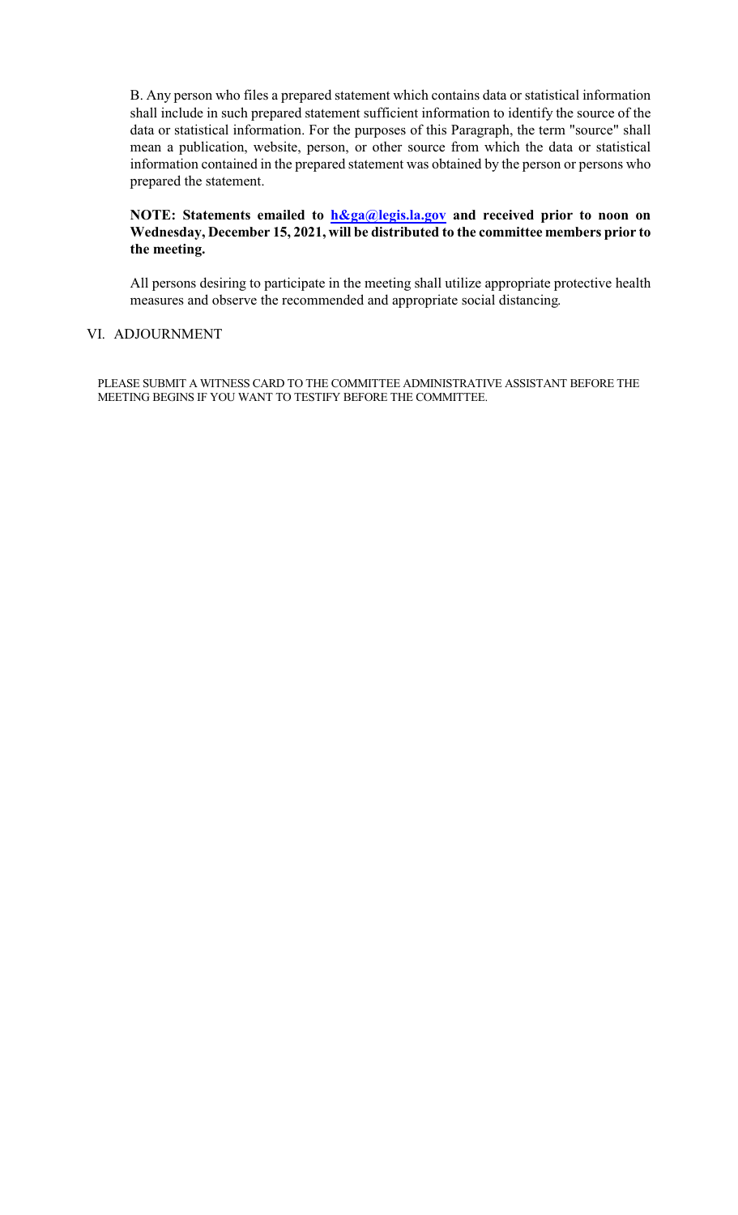B. Any person who files a prepared statement which contains data or statistical information shall include in such prepared statement sufficient information to identify the source of the data or statistical information. For the purposes of this Paragraph, the term "source" shall mean a publication, website, person, or other source from which the data or statistical information contained in the prepared statement was obtained by the person or persons who prepared the statement.

**NOTE: Statements emailed to h&ga@legis.la.gov and received prior to noon on Wednesday, December 15, 2021, will be distributed to the committee members prior to the meeting.**

All persons desiring to participate in the meeting shall utilize appropriate protective health measures and observe the recommended and appropriate social distancing.

VI. ADJOURNMENT

PLEASE SUBMIT A WITNESS CARD TO THE COMMITTEE ADMINISTRATIVE ASSISTANT BEFORE THE MEETING BEGINS IF YOU WANT TO TESTIFY BEFORE THE COMMITTEE.